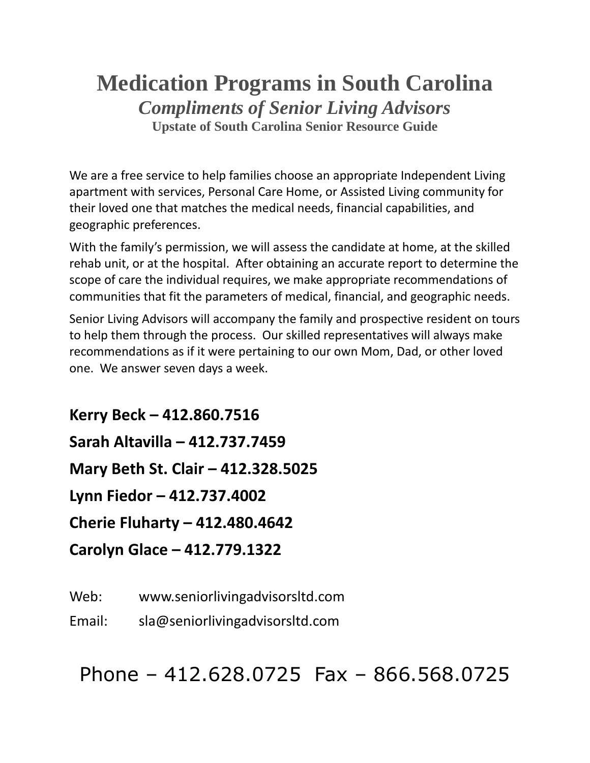# Medication Programs in South Carolina

## *Compliments of Senior Living Advisors*

### Upstate of South Carolina Senior Resource Guide

We are a free service to help families choose an appropriate Independent Living apartment with services, Personal Care Home, or Assisted Living community for their loved one that matches the medical needs, financial capabilities, and geographic preferences.

With the family's permission, we will assess the candidate at home, at the skilled rehab unit, or at the hospital. After obtaining an accurate report to determine the scope of care the individual requires, we make appropriate recommendations of communities that fit the parameters of medical, financial, and geographic needs.

Senior Living Advisors will accompany the family and prospective resident on tours to help them through the process. Our skilled representatives will always make recommendations as if it were pertaining to our own Mom, Dad, or other loved one. We answer seven days a week.

**Kerry Beck – 412.860.7516**

**Sarah Altavilla – 412.737.7459**

**Mary Beth St. Clair – 412.328.5025**

**Lynn Fiedor – 412.737.4002**

**Cherie Fluharty – 412.480.4642**

**Carolyn Glace – 412.779.1322**

Web: www.seniorlivingadvisorsltd.com

Email: sla@seniorlivingadvisorsltd.com

Phone – 412.628.0725 Fax – 866.568.0725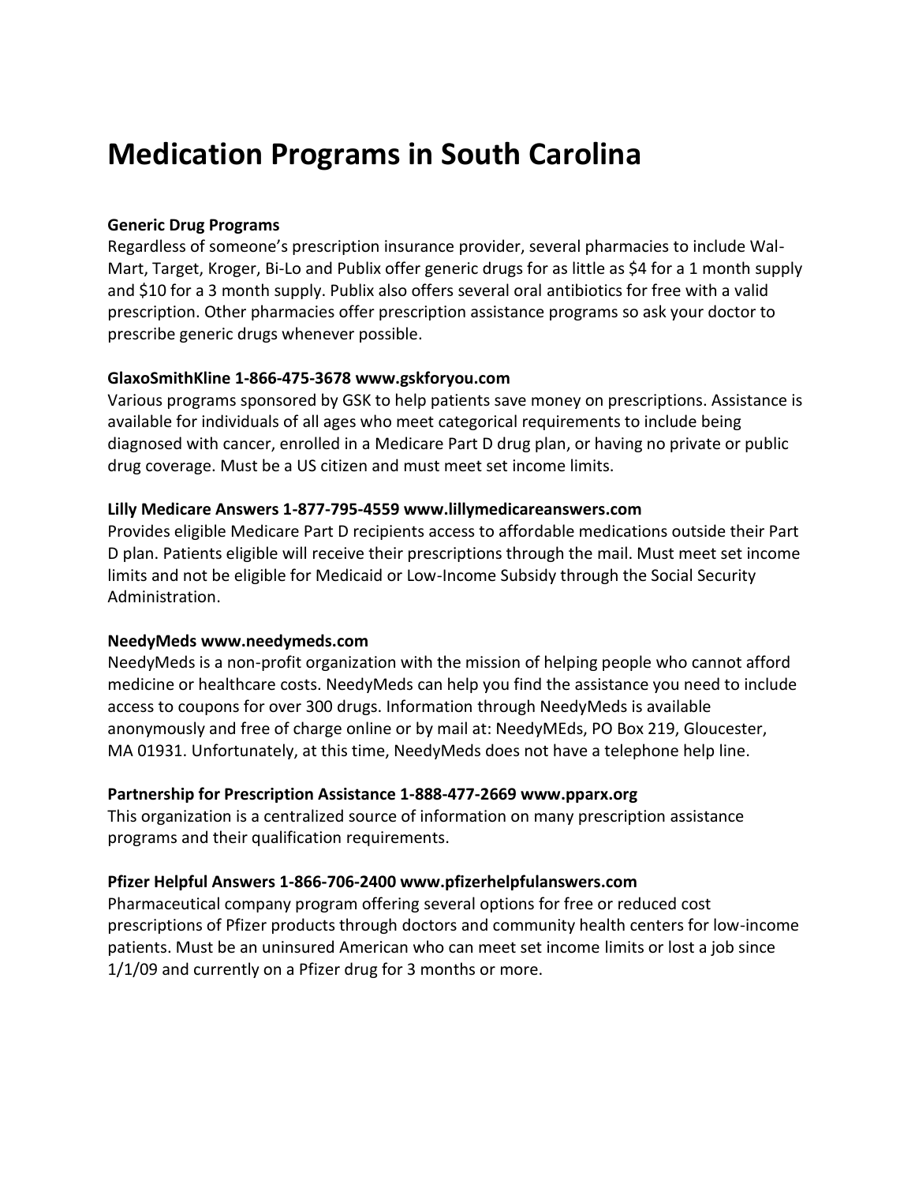# Medication Programs in South Carolina

**Generic Drug Programs**
Regardless of someone's prescription insurance provider, several pharmacies to include Wal-Mart, Target, Kroger, Bi-Lo and Publix offer generic drugs for as little as $4 for a 1 month supply and $10 for a 3 month supply. Publix also offers several oral antibiotics for free with a valid prescription. Other pharmacies offer prescription assistance programs so ask your doctor to prescribe generic drugs whenever possible.

**GlaxoSmithKline 1-866-475-3678 www.gskforyou.com**
Various programs sponsored by GSK to help patients save money on prescriptions. Assistance is available for individuals of all ages who meet categorical requirements to include being diagnosed with cancer, enrolled in a Medicare Part D drug plan, or having no private or public drug coverage. Must be a US citizen and must meet set income limits.

**Lilly Medicare Answers 1-877-795-4559 www.lillymedicareanswers.com**
Provides eligible Medicare Part D recipients access to affordable medications outside their Part D plan. Patients eligible will receive their prescriptions through the mail. Must meet set income limits and not be eligible for Medicaid or Low-Income Subsidy through the Social Security Administration.

**NeedyMeds www.needymeds.com**
NeedyMeds is a non-profit organization with the mission of helping people who cannot afford medicine or healthcare costs. NeedyMeds can help you find the assistance you need to include access to coupons for over 300 drugs. Information through NeedyMeds is available anonymously and free of charge online or by mail at: NeedyMEds, PO Box 219, Gloucester, MA 01931. Unfortunately, at this time, NeedyMeds does not have a telephone help line.

**Partnership for Prescription Assistance 1-888-477-2669 www.pparx.org**
This organization is a centralized source of information on many prescription assistance programs and their qualification requirements.

**Pfizer Helpful Answers 1-866-706-2400 www.pfizerhelpfulanswers.com**
Pharmaceutical company program offering several options for free or reduced cost prescriptions of Pfizer products through doctors and community health centers for low-income patients. Must be an uninsured American who can meet set income limits or lost a job since 1/1/09 and currently on a Pfizer drug for 3 months or more.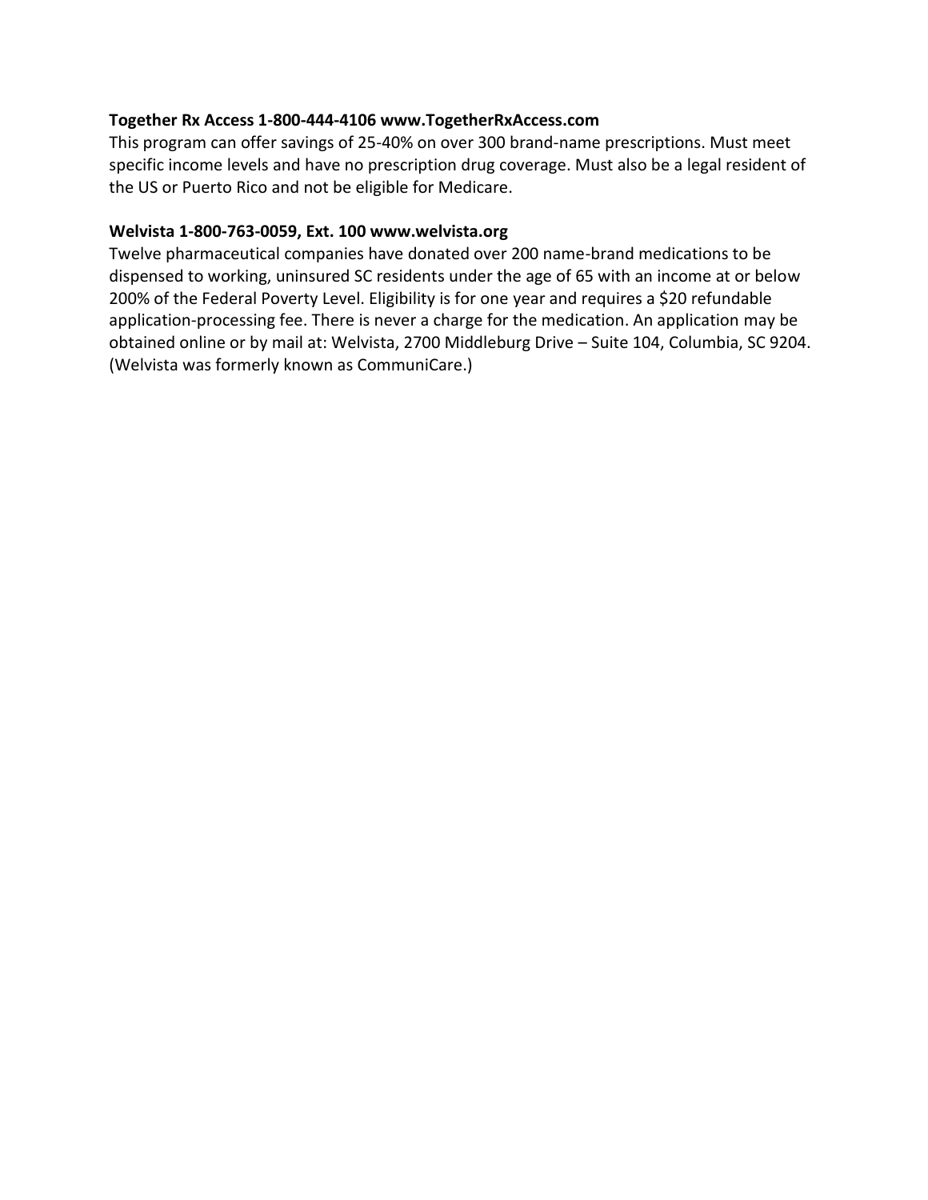**Together Rx Access 1-800-444-4106 www.TogetherRxAccess.com**
This program can offer savings of 25-40% on over 300 brand-name prescriptions. Must meet specific income levels and have no prescription drug coverage. Must also be a legal resident of the US or Puerto Rico and not be eligible for Medicare.

**Welvista 1-800-763-0059, Ext. 100 www.welvista.org**
Twelve pharmaceutical companies have donated over 200 name-brand medications to be dispensed to working, uninsured SC residents under the age of 65 with an income at or below 200% of the Federal Poverty Level. Eligibility is for one year and requires a $20 refundable application-processing fee. There is never a charge for the medication. An application may be obtained online or by mail at: Welvista, 2700 Middleburg Drive – Suite 104, Columbia, SC 9204. (Welvista was formerly known as CommuniCare.)